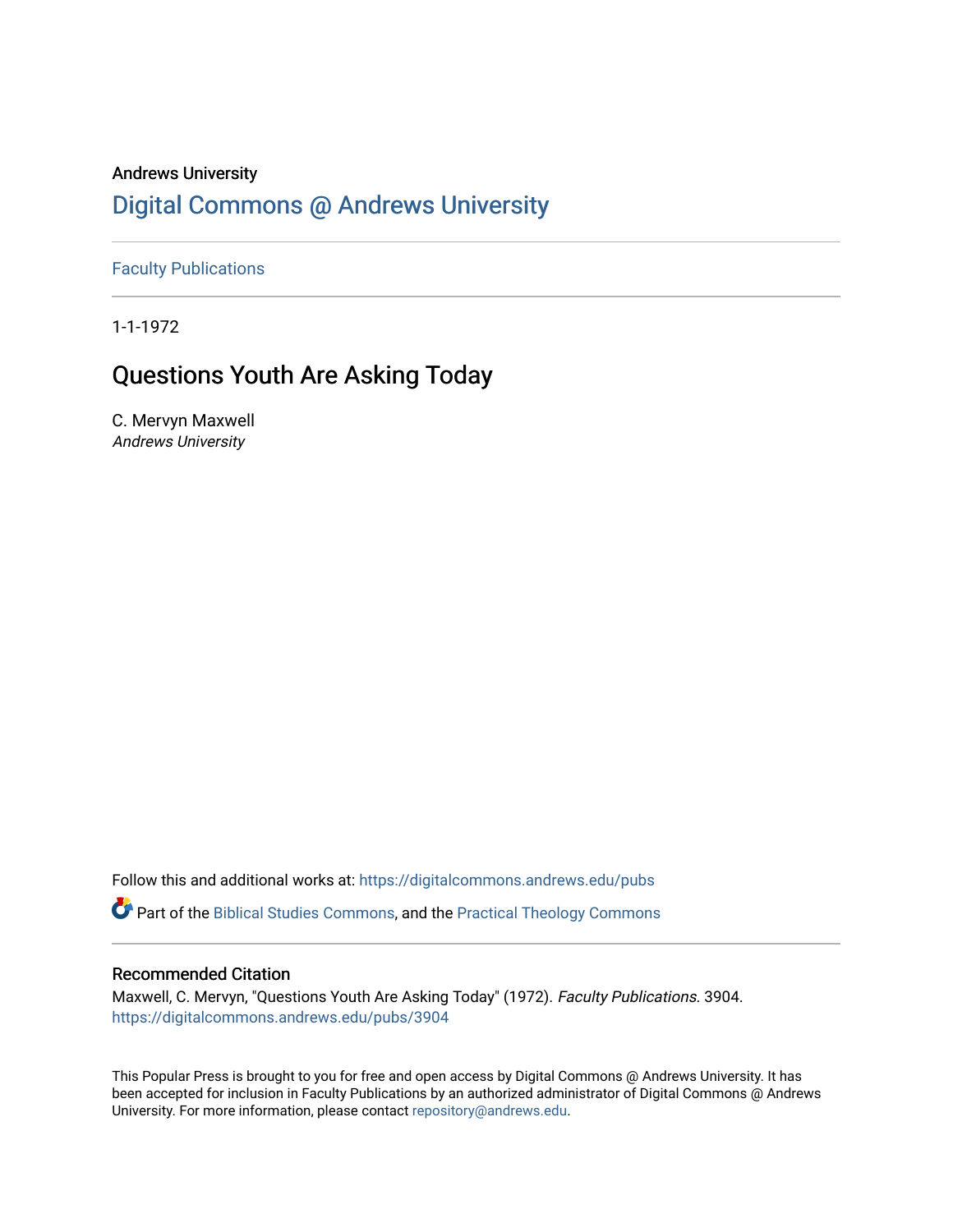Andrews University

# Digital Commons @ Andrews University

Faculty Publications

1-1-1972

## Questions Youth Are Asking Today

C. Mervyn Maxwell
*Andrews University*

Follow this and additional works at: https://digitalcommons.andrews.edu/pubs

Part of the Biblical Studies Commons, and the Practical Theology Commons

### Recommended Citation

Maxwell, C. Mervyn, "Questions Youth Are Asking Today" (1972). *Faculty Publications*. 3904.
https://digitalcommons.andrews.edu/pubs/3904

This Popular Press is brought to you for free and open access by Digital Commons @ Andrews University. It has been accepted for inclusion in Faculty Publications by an authorized administrator of Digital Commons @ Andrews University. For more information, please contact repository@andrews.edu.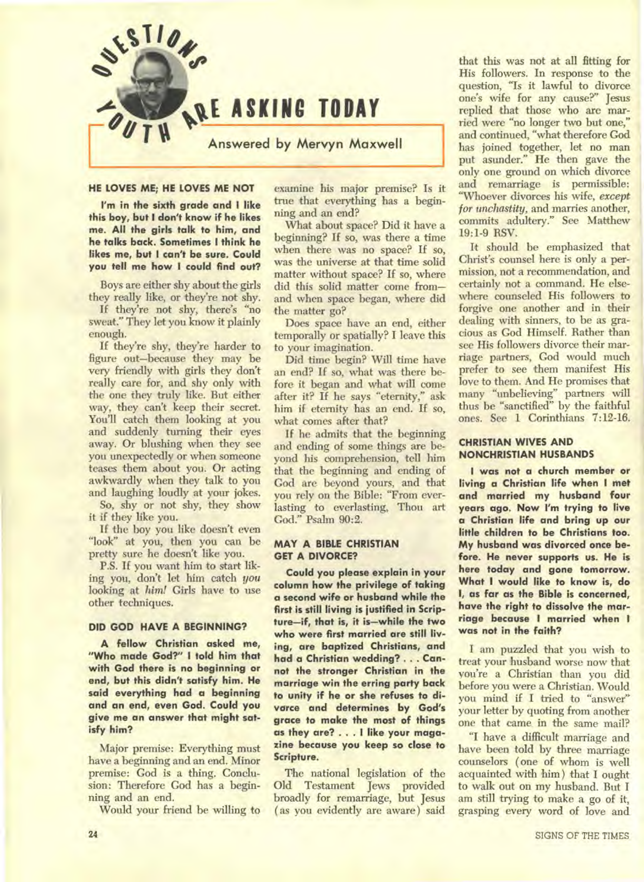# QUESTIONS YOUTH ARE ASKING TODAY

Answered by Mervyn Maxwell

## HE LOVES ME; HE LOVES ME NOT

**I'm in the sixth grade and I like this boy, but I don't know if he likes me. All the girls talk to him, and he talks back. Sometimes I think he likes me, but I can't be sure. Could you tell me how I could find out?**

Boys are either shy about the girls they really like, or they're not shy.

If they're not shy, there's "no sweat." They let you know it plainly enough.

If they're shy, they're harder to figure out—because they may be very friendly with girls they don't really care for, and shy only with the one they truly like. But either way, they can't keep their secret. You'll catch them looking at you and suddenly turning their eyes away. Or blushing when they see you unexpectedly or when someone teases them about you. Or acting awkwardly when they talk to you and laughing loudly at your jokes.

So, shy or not shy, they show it if they like you.

If the boy you like doesn't even "look" at you, then you can be pretty sure he doesn't like you.

P.S. If you want him to start liking you, don't let him catch *you* looking at *him!* Girls have to use other techniques.

## DID GOD HAVE A BEGINNING?

**A fellow Christian asked me, "Who made God?" I told him that with God there is no beginning or end, but this didn't satisfy him. He said everything had a beginning and an end, even God. Could you give me an answer that might satisfy him?**

Major premise: Everything must have a beginning and an end. Minor premise: God is a thing. Conclusion: Therefore God has a beginning and an end.

Would your friend be willing to examine his major premise? Is it true that everything has a beginning and an end?

What about space? Did it have a beginning? If so, was there a time when there was no space? If so, was the universe at that time solid matter without space? If so, where did this solid matter come from—and when space began, where did the matter go?

Does space have an end, either temporally or spatially? I leave this to your imagination.

Did time begin? Will time have an end? If so, what was there before it began and what will come after it? If he says "eternity," ask him if eternity has an end. If so, what comes after that?

If he admits that the beginning and ending of some things are beyond his comprehension, tell him that the beginning and ending of God are beyond yours, and that you rely on the Bible: "From everlasting to everlasting, Thou art God." Psalm 90:2.

## MAY A BIBLE CHRISTIAN GET A DIVORCE?

**Could you please explain in your column how the privilege of taking a second wife or husband while the first is still living is justified in Scripture—if, that is, it is—while the two who were first married are still living, are baptized Christians, and had a Christian wedding? . . . Cannot the stronger Christian in the marriage win the erring party back to unity if he or she refuses to divorce and determines by God's grace to make the most of things as they are? . . . I like your magazine because you keep so close to Scripture.**

The national legislation of the Old Testament Jews provided broadly for remarriage, but Jesus (as you evidently are aware) said that this was not at all fitting for His followers. In response to the question, "Is it lawful to divorce one's wife for any cause?" Jesus replied that those who are married were "no longer two but one," and continued, "what therefore God has joined together, let no man put asunder." He then gave the only one ground on which divorce and remarriage is permissible: "Whoever divorces his wife, *except for unchastity*, and marries another, commits adultery." See Matthew 19:1-9 RSV.

It should be emphasized that Christ's counsel here is only a permission, not a recommendation, and certainly not a command. He elsewhere counseled His followers to forgive one another and in their dealing with sinners, to be as gracious as God Himself. Rather than see His followers divorce their marriage partners, God would much prefer to see them manifest His love to them. And He promises that many "unbelieving" partners will thus be "sanctified" by the faithful ones. See 1 Corinthians 7:12-16.

## CHRISTIAN WIVES AND NONCHRISTIAN HUSBANDS

**I was not a church member or living a Christian life when I met and married my husband four years ago. Now I'm trying to live a Christian life and bring up our little children to be Christians too. My husband was divorced once before. He never supports us. He is here today and gone tomorrow. What I would like to know is, do I, as far as the Bible is concerned, have the right to dissolve the marriage because I married when I was not in the faith?**

I am puzzled that you wish to treat your husband worse now that you're a Christian than you did before you were a Christian. Would you mind if I tried to "answer" your letter by quoting from another one that came in the same mail?

"I have a difficult marriage and have been told by three marriage counselors (one of whom is well acquainted with him) that I ought to walk out on my husband. But I am still trying to make a go of it, grasping every word of love and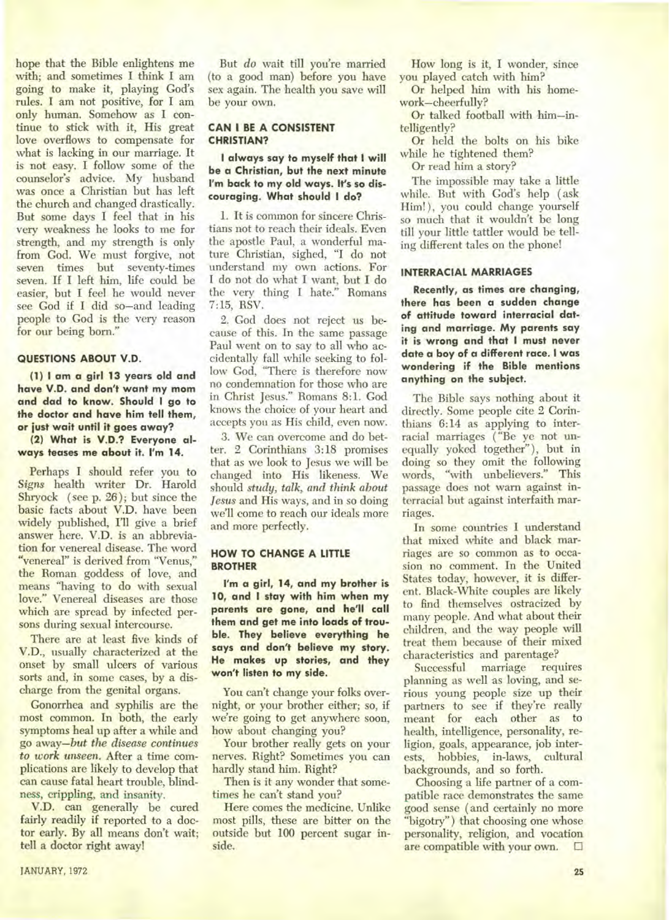hope that the Bible enlightens me with; and sometimes I think I am going to make it, playing God's rules. I am not positive, for I am only human. Somehow as I continue to stick with it, His great love overflows to compensate for what is lacking in our marriage. It is not easy. I follow some of the counselor's advice. My husband was once a Christian but has left the church and changed drastically. But some days I feel that in his very weakness he looks to me for strength, and my strength is only from God. We must forgive, not seven times but seventy-times seven. If I left him, life could be easier, but I feel he would never see God if I did so—and leading people to God is the very reason for our being born."

### QUESTIONS ABOUT V.D.

**(1) I am a girl 13 years old and have V.D. and don't want my mom and dad to know. Should I go to the doctor and have him tell them, or just wait until it goes away?**

**(2) What is V.D.? Everyone always teases me about it. I'm 14.**

Perhaps I should refer you to *Signs* health writer Dr. Harold Shryock (see p. 26); but since the basic facts about V.D. have been widely published, I'll give a brief answer here. V.D. is an abbreviation for venereal disease. The word "venereal" is derived from "Venus," the Roman goddess of love, and means "having to do with sexual love." Venereal diseases are those which are spread by infected persons during sexual intercourse.

There are at least five kinds of V.D., usually characterized at the onset by small ulcers of various sorts and, in some cases, by a discharge from the genital organs.

Gonorrhea and syphilis are the most common. In both, the early symptoms heal up after a while and go away—*but the disease continues to work unseen.* After a time complications are likely to develop that can cause fatal heart trouble, blindness, crippling, and insanity.

V.D. can generally be cured fairly readily if reported to a doctor early. By all means don't wait; tell a doctor right away!

But *do* wait till you're married (to a good man) before you have sex again. The health you save will be your own.

### CAN I BE A CONSISTENT CHRISTIAN?

**I always say to myself that I will be a Christian, but the next minute I'm back to my old ways. It's so discouraging. What should I do?**

1. It is common for sincere Christians not to reach their ideals. Even the apostle Paul, a wonderful mature Christian, sighed, "I do not understand my own actions. For I do not do what I want, but I do the very thing I hate." Romans 7:15, RSV.

2. God does not reject us because of this. In the same passage Paul went on to say to all who accidentally fall while seeking to follow God, "There is therefore now no condemnation for those who are in Christ Jesus." Romans 8:1. God knows the choice of your heart and accepts you as His child, even now.

3. We can overcome and do better. 2 Corinthians 3:18 promises that as we look to Jesus we will be changed into His likeness. We should *study, talk, and think about Jesus* and His ways, and in so doing we'll come to reach our ideals more and more perfectly.

### HOW TO CHANGE A LITTLE BROTHER

**I'm a girl, 14, and my brother is 10, and I stay with him when my parents are gone, and he'll call them and get me into loads of trouble. They believe everything he says and don't believe my story. He makes up stories, and they won't listen to my side.**

You can't change your folks overnight, or your brother either; so, if we're going to get anywhere soon, how about changing you?

Your brother really gets on your nerves. Right? Sometimes you can hardly stand him. Right?

Then is it any wonder that sometimes he can't stand you?

Here comes the medicine. Unlike most pills, these are bitter on the outside but 100 percent sugar inside.

How long is it, I wonder, since you played catch with him?

Or helped him with his homework—cheerfully?

Or talked football with him—intelligently?

Or held the bolts on his bike while he tightened them?

Or read him a story?

The impossible may take a little while. But with God's help (ask Him!), you could change yourself so much that it wouldn't be long till your little tattler would be telling different tales on the phone!

### INTERRACIAL MARRIAGES

**Recently, as times are changing, there has been a sudden change of attitude toward interracial dating and marriage. My parents say it is wrong and that I must never date a boy of a different race. I was wondering if the Bible mentions anything on the subject.**

The Bible says nothing about it directly. Some people cite 2 Corinthians 6:14 as applying to interracial marriages ("Be ye not unequally yoked together"), but in doing so they omit the following words, "with unbelievers." This passage does not warn against interracial but against interfaith marriages.

In some countries I understand that mixed white and black marriages are so common as to occasion no comment. In the United States today, however, it is different. Black-White couples are likely to find themselves ostracized by many people. And what about their children, and the way people will treat them because of their mixed characteristics and parentage?

Successful marriage requires planning as well as loving, and serious young people size up their partners to see if they're really meant for each other as to health, intelligence, personality, religion, goals, appearance, job interests, hobbies, in-laws, cultural backgrounds, and so forth.

Choosing a life partner of a compatible race demonstrates the same good sense (and certainly no more "bigotry") that choosing one whose personality, religion, and vocation are compatible with your own. □